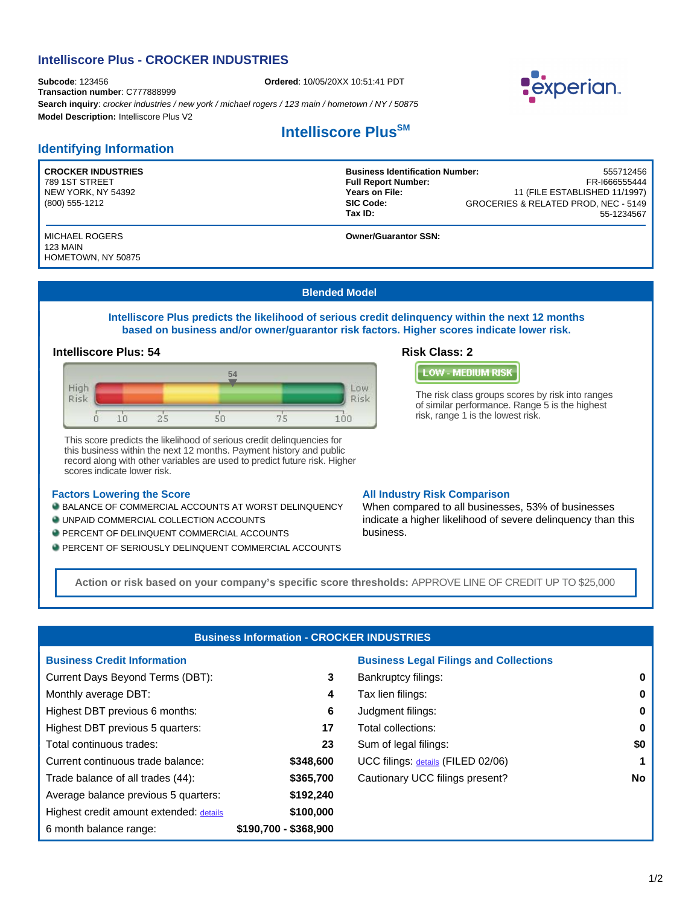# Intelliscore Plus - CROCKER INDUSTRIES

**Subcode**: 123456 **Ordered**: 10/05/20XX 10:51:41 PDT
**Transaction number**: C777888999
**Search inquiry**: *crocker industries / new york / michael rogers / 123 main / hometown / NY / 50875*
**Model Description:** Intelliscore Plus V2

experian.

## Intelliscore Plus[SM]

## Identifying Information

**CROCKER INDUSTRIES**
789 1ST STREET
NEW YORK, NY 54392
(800) 555-1212

| | |
|---|---|
| **Business Identification Number:** | 555712456 |
| **Full Report Number:** | FR-I666555444 |
| **Years on File:** | 11 (FILE ESTABLISHED 11/1997) |
| **SIC Code:** | GROCERIES & RELATED PROD, NEC - 5149 |
| **Tax ID:** | 55-1234567 |

MICHAEL ROGERS
123 MAIN
HOMETOWN, NY 50875

**Owner/Guarantor SSN:**

## Blended Model

**Intelliscore Plus predicts the likelihood of serious credit delinquency within the next 12 months based on business and/or owner/guarantor risk factors. Higher scores indicate lower risk.**

### Intelliscore Plus: 54

High Risk — 0 10 25 50 75 100 — Low Risk (score marker: 54)

This score predicts the likelihood of serious credit delinquencies for this business within the next 12 months. Payment history and public record along with other variables are used to predict future risk. Higher scores indicate lower risk.

### Risk Class: 2

LOW - MEDIUM RISK

The risk class groups scores by risk into ranges of similar performance. Range 5 is the highest risk, range 1 is the lowest risk.

### Factors Lowering the Score

- BALANCE OF COMMERCIAL ACCOUNTS AT WORST DELINQUENCY
- UNPAID COMMERCIAL COLLECTION ACCOUNTS
- PERCENT OF DELINQUENT COMMERCIAL ACCOUNTS
- PERCENT OF SERIOUSLY DELINQUENT COMMERCIAL ACCOUNTS

### All Industry Risk Comparison

When compared to all businesses, 53% of businesses indicate a higher likelihood of severe delinquency than this business.

**Action or risk based on your company's specific score thresholds:** APPROVE LINE OF CREDIT UP TO $25,000

## Business Information - CROCKER INDUSTRIES

### Business Credit Information

| | |
|---|---|
| Current Days Beyond Terms (DBT): | **3** |
| Monthly average DBT: | **4** |
| Highest DBT previous 6 months: | **6** |
| Highest DBT previous 5 quarters: | **17** |
| Total continuous trades: | **23** |
| Current continuous trade balance: | **$348,600** |
| Trade balance of all trades (44): | **$365,700** |
| Average balance previous 5 quarters: | **$192,240** |
| Highest credit amount extended: details | **$100,000** |
| 6 month balance range: | **$190,700 - $368,900** |

### Business Legal Filings and Collections

| | |
|---|---|
| Bankruptcy filings: | **0** |
| Tax lien filings: | **0** |
| Judgment filings: | **0** |
| Total collections: | **0** |
| Sum of legal filings: | **$0** |
| UCC filings: details (FILED 02/06) | **1** |
| Cautionary UCC filings present? | **No** |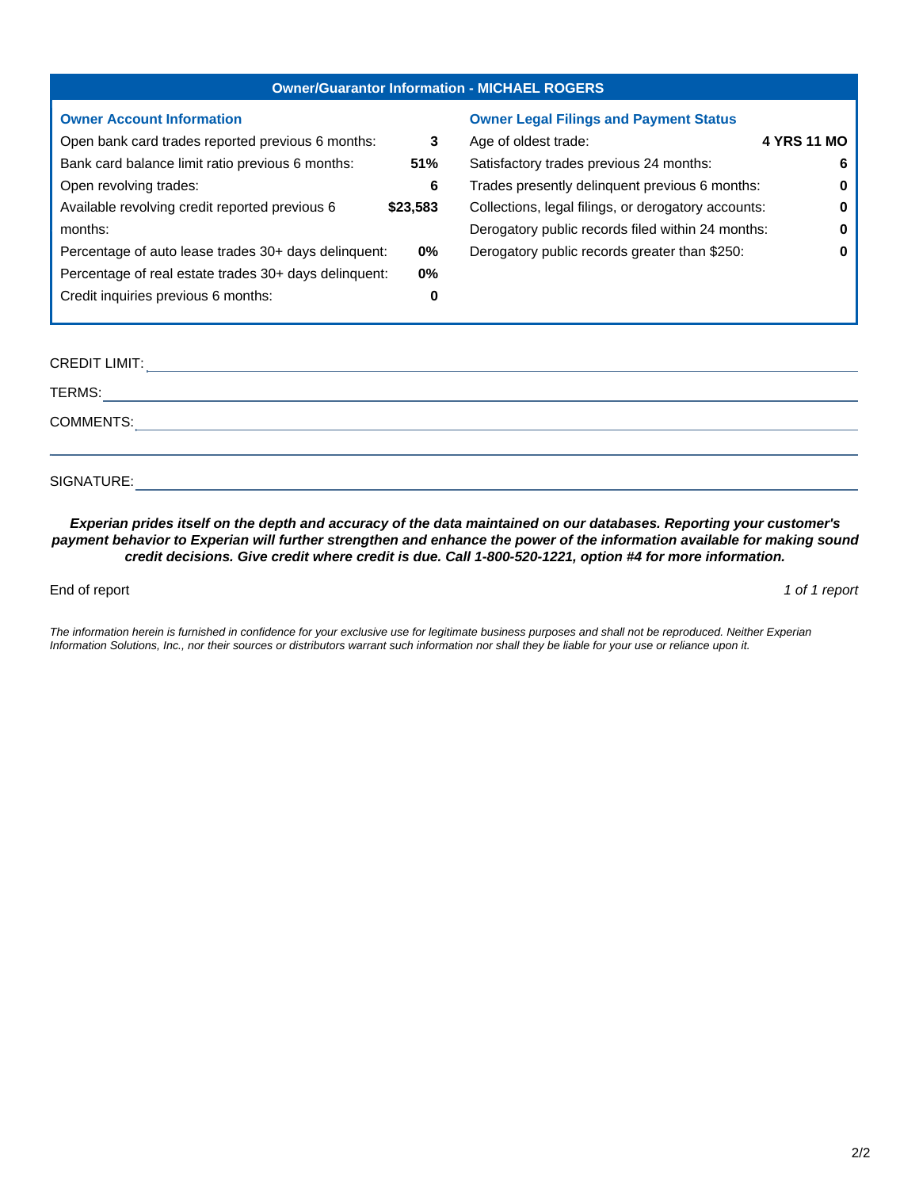## Owner/Guarantor Information - MICHAEL ROGERS

### Owner Account Information

| | |
|---|---|
| Open bank card trades reported previous 6 months: | **3** |
| Bank card balance limit ratio previous 6 months: | **51%** |
| Open revolving trades: | **6** |
| Available revolving credit reported previous 6 months: | **$23,583** |
| Percentage of auto lease trades 30+ days delinquent: | **0%** |
| Percentage of real estate trades 30+ days delinquent: | **0%** |
| Credit inquiries previous 6 months: | **0** |

### Owner Legal Filings and Payment Status

| | |
|---|---|
| Age of oldest trade: | **4 YRS 11 MO** |
| Satisfactory trades previous 24 months: | **6** |
| Trades presently delinquent previous 6 months: | **0** |
| Collections, legal filings, or derogatory accounts: | **0** |
| Derogatory public records filed within 24 months: | **0** |
| Derogatory public records greater than $250: | **0** |

CREDIT LIMIT: ____________________

TERMS: ____________________

COMMENTS: ____________________

SIGNATURE: ____________________

***Experian prides itself on the depth and accuracy of the data maintained on our databases. Reporting your customer's payment behavior to Experian will further strengthen and enhance the power of the information available for making sound credit decisions. Give credit where credit is due. Call 1-800-520-1221, option #4 for more information.***

End of report

*1 of 1 report*

*The information herein is furnished in confidence for your exclusive use for legitimate business purposes and shall not be reproduced. Neither Experian Information Solutions, Inc., nor their sources or distributors warrant such information nor shall they be liable for your use or reliance upon it.*